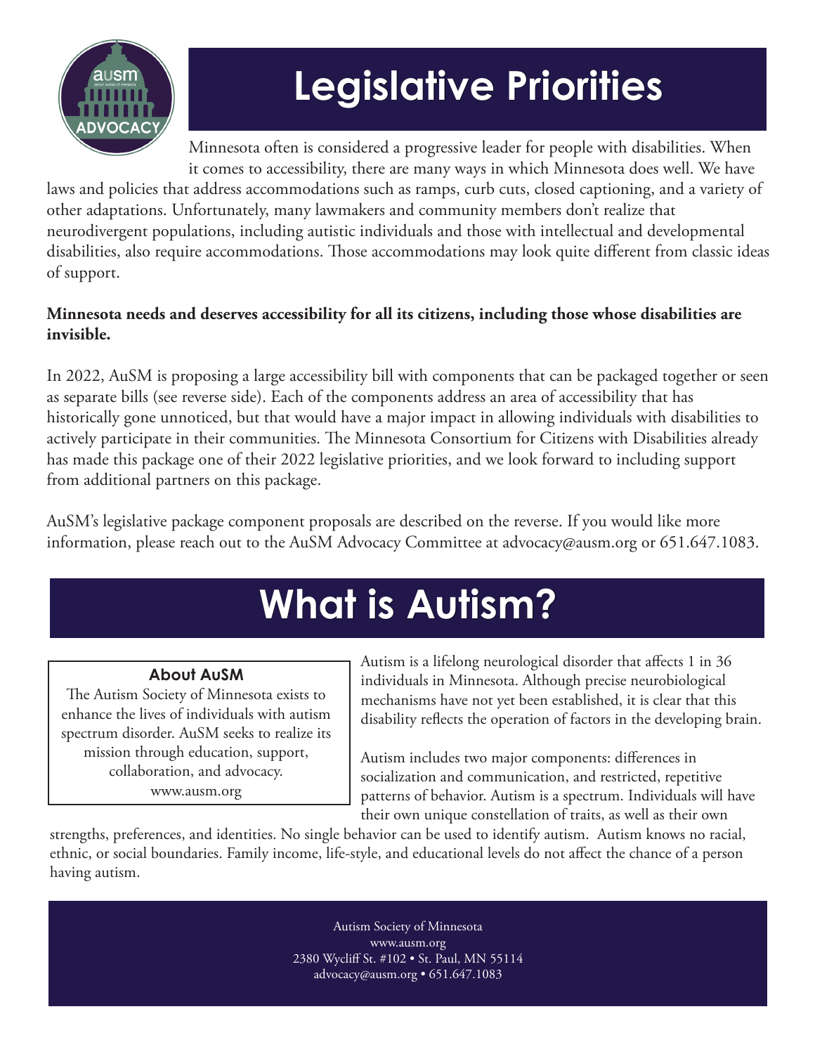# Legislative Priorities

Minnesota often is considered a progressive leader for people with disabilities. When it comes to accessibility, there are many ways in which Minnesota does well. We have laws and policies that address accommodations such as ramps, curb cuts, closed captioning, and a variety of other adaptations. Unfortunately, many lawmakers and community members don't realize that neurodivergent populations, including autistic individuals and those with intellectual and developmental disabilities, also require accommodations. Those accommodations may look quite different from classic ideas of support.

**Minnesota needs and deserves accessibility for all its citizens, including those whose disabilities are invisible.**

In 2022, AuSM is proposing a large accessibility bill with components that can be packaged together or seen as separate bills (see reverse side). Each of the components address an area of accessibility that has historically gone unnoticed, but that would have a major impact in allowing individuals with disabilities to actively participate in their communities. The Minnesota Consortium for Citizens with Disabilities already has made this package one of their 2022 legislative priorities, and we look forward to including support from additional partners on this package.

AuSM's legislative package component proposals are described on the reverse. If you would like more information, please reach out to the AuSM Advocacy Committee at advocacy@ausm.org or 651.647.1083.

# What is Autism?

### About AuSM

The Autism Society of Minnesota exists to enhance the lives of individuals with autism spectrum disorder. AuSM seeks to realize its mission through education, support, collaboration, and advocacy.
www.ausm.org

Autism is a lifelong neurological disorder that affects 1 in 36 individuals in Minnesota. Although precise neurobiological mechanisms have not yet been established, it is clear that this disability reflects the operation of factors in the developing brain.

Autism includes two major components: differences in socialization and communication, and restricted, repetitive patterns of behavior. Autism is a spectrum. Individuals will have their own unique constellation of traits, as well as their own strengths, preferences, and identities. No single behavior can be used to identify autism. Autism knows no racial, ethnic, or social boundaries. Family income, life-style, and educational levels do not affect the chance of a person having autism.

Autism Society of Minnesota
www.ausm.org
2380 Wycliff St. #102 • St. Paul, MN 55114
advocacy@ausm.org • 651.647.1083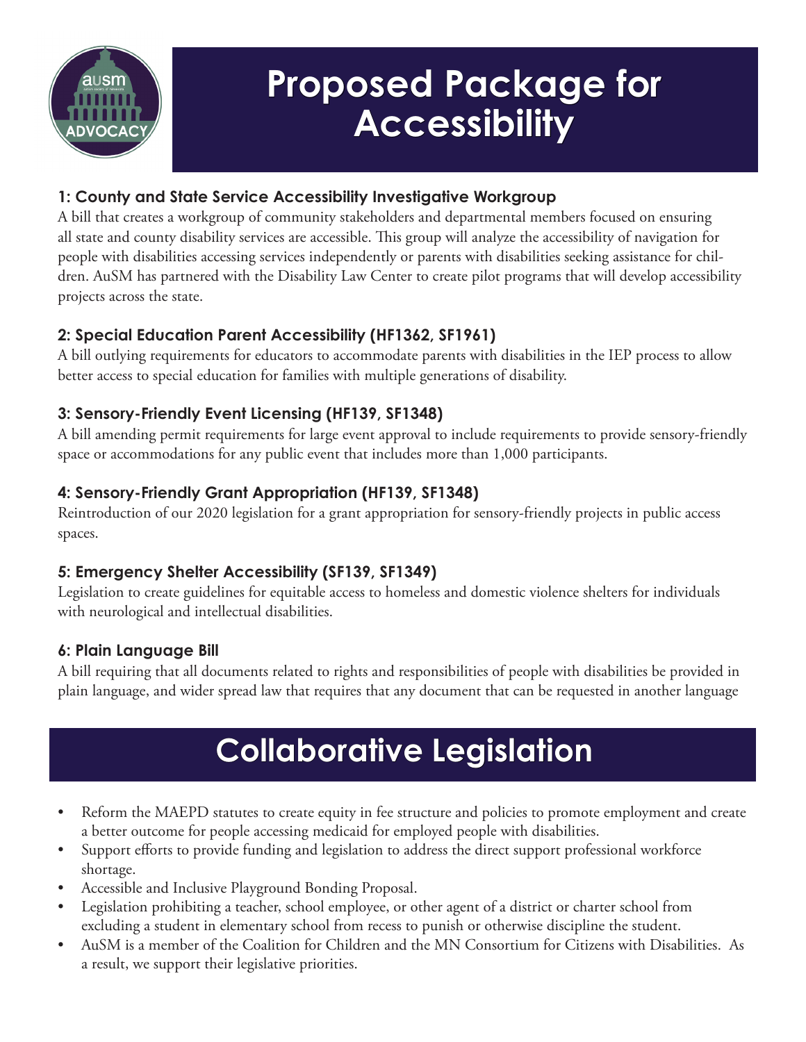# Proposed Package for Accessibility

### 1: County and State Service Accessibility Investigative Workgroup

A bill that creates a workgroup of community stakeholders and departmental members focused on ensuring all state and county disability services are accessible. This group will analyze the accessibility of navigation for people with disabilities accessing services independently or parents with disabilities seeking assistance for children. AuSM has partnered with the Disability Law Center to create pilot programs that will develop accessibility projects across the state.

### 2: Special Education Parent Accessibility (HF1362, SF1961)

A bill outlying requirements for educators to accommodate parents with disabilities in the IEP process to allow better access to special education for families with multiple generations of disability.

### 3: Sensory-Friendly Event Licensing (HF139, SF1348)

A bill amending permit requirements for large event approval to include requirements to provide sensory-friendly space or accommodations for any public event that includes more than 1,000 participants.

### 4: Sensory-Friendly Grant Appropriation (HF139, SF1348)

Reintroduction of our 2020 legislation for a grant appropriation for sensory-friendly projects in public access spaces.

### 5: Emergency Shelter Accessibility (SF139, SF1349)

Legislation to create guidelines for equitable access to homeless and domestic violence shelters for individuals with neurological and intellectual disabilities.

### 6: Plain Language Bill

A bill requiring that all documents related to rights and responsibilities of people with disabilities be provided in plain language, and wider spread law that requires that any document that can be requested in another language

# Collaborative Legislation

- Reform the MAEPD statutes to create equity in fee structure and policies to promote employment and create a better outcome for people accessing medicaid for employed people with disabilities.
- Support efforts to provide funding and legislation to address the direct support professional workforce shortage.
- Accessible and Inclusive Playground Bonding Proposal.
- Legislation prohibiting a teacher, school employee, or other agent of a district or charter school from excluding a student in elementary school from recess to punish or otherwise discipline the student.
- AuSM is a member of the Coalition for Children and the MN Consortium for Citizens with Disabilities. As a result, we support their legislative priorities.